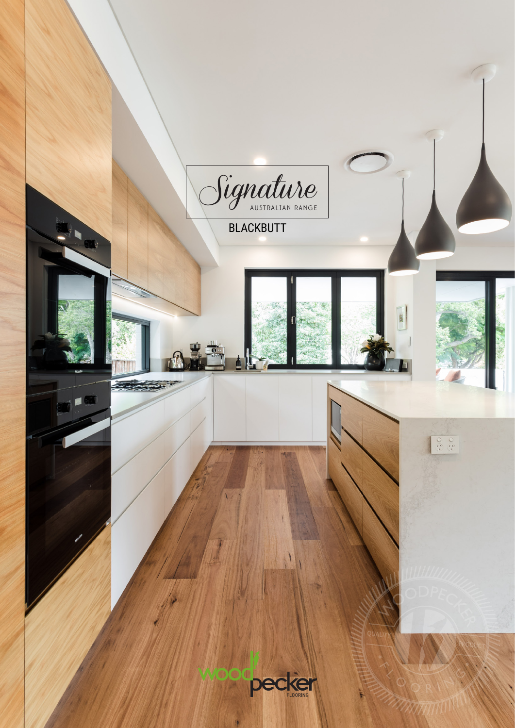# Signature

AUSTRALIAN RANGE

## BLACKBUTT

woodpecker FLOORING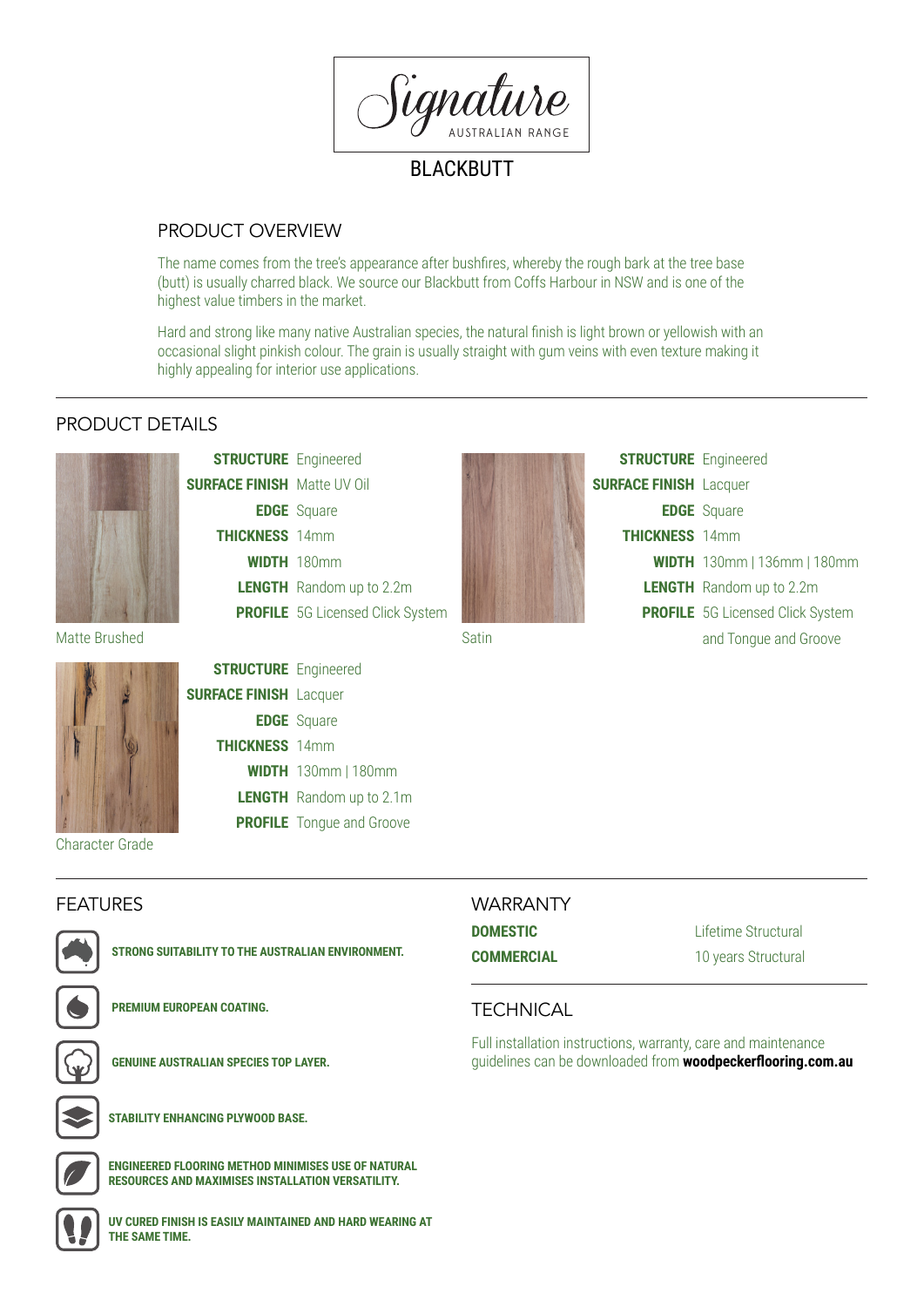# Signature

AUSTRALIAN RANGE

## BLACKBUTT

### PRODUCT OVERVIEW

The name comes from the tree's appearance after bushfires, whereby the rough bark at the tree base (butt) is usually charred black. We source our Blackbutt from Coffs Harbour in NSW and is one of the highest value timbers in the market.

Hard and strong like many native Australian species, the natural finish is light brown or yellowish with an occasional slight pinkish colour. The grain is usually straight with gum veins with even texture making it highly appealing for interior use applications.

### PRODUCT DETAILS

Matte Brushed

| | |
|---|---|
| **STRUCTURE** | Engineered |
| **SURFACE FINISH** | Matte UV Oil |
| **EDGE** | Square |
| **THICKNESS** | 14mm |
| **WIDTH** | 180mm |
| **LENGTH** | Random up to 2.2m |
| **PROFILE** | 5G Licensed Click System |

Satin

| | |
|---|---|
| **STRUCTURE** | Engineered |
| **SURFACE FINISH** | Lacquer |
| **EDGE** | Square |
| **THICKNESS** | 14mm |
| **WIDTH** | 130mm \| 136mm \| 180mm |
| **LENGTH** | Random up to 2.2m |
| **PROFILE** | 5G Licensed Click System and Tongue and Groove |

Character Grade

| | |
|---|---|
| **STRUCTURE** | Engineered |
| **SURFACE FINISH** | Lacquer |
| **EDGE** | Square |
| **THICKNESS** | 14mm |
| **WIDTH** | 130mm \| 180mm |
| **LENGTH** | Random up to 2.1m |
| **PROFILE** | Tongue and Groove |

### FEATURES

- **STRONG SUITABILITY TO THE AUSTRALIAN ENVIRONMENT.**
- **PREMIUM EUROPEAN COATING.**
- **GENUINE AUSTRALIAN SPECIES TOP LAYER.**
- **STABILITY ENHANCING PLYWOOD BASE.**
- **ENGINEERED FLOORING METHOD MINIMISES USE OF NATURAL RESOURCES AND MAXIMISES INSTALLATION VERSATILITY.**
- **UV CURED FINISH IS EASILY MAINTAINED AND HARD WEARING AT THE SAME TIME.**

### WARRANTY

| | |
|---|---|
| **DOMESTIC** | Lifetime Structural |
| **COMMERCIAL** | 10 years Structural |

### TECHNICAL

Full installation instructions, warranty, care and maintenance guidelines can be downloaded from **woodpeckerflooring.com.au**